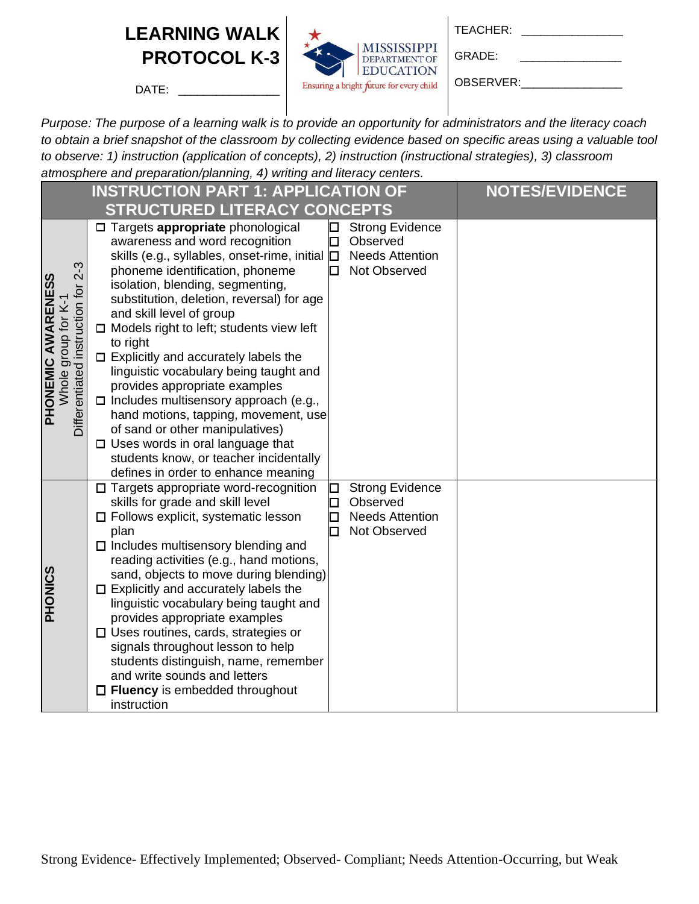# LEARNING WALK PROTOCOL K-3

DATE: _______________

MISSISSIPPI DEPARTMENT OF EDUCATION
Ensuring a bright future for every child

TEACHER: _______________

GRADE: _______________

OBSERVER: _______________

*Purpose: The purpose of a learning walk is to provide an opportunity for administrators and the literacy coach to obtain a brief snapshot of the classroom by collecting evidence based on specific areas using a valuable tool to observe: 1) instruction (application of concepts), 2) instruction (instructional strategies), 3) classroom atmosphere and preparation/planning, 4) writing and literacy centers.*

| INSTRUCTION PART 1: APPLICATION OF STRUCTURED LITERACY CONCEPTS | | | NOTES/EVIDENCE |
|---|---|---|---|
| **PHONEMIC AWARENESS** Whole group for K-1 Differentiated instruction for 2-3 | ☐ Targets **appropriate** phonological awareness and word recognition skills (e.g., syllables, onset-rime, initial phoneme identification, phoneme isolation, blending, segmenting, substitution, deletion, reversal) for age and skill level of group<br>☐ Models right to left; students view left to right<br>☐ Explicitly and accurately labels the linguistic vocabulary being taught and provides appropriate examples<br>☐ Includes multisensory approach (e.g., hand motions, tapping, movement, use of sand or other manipulatives)<br>☐ Uses words in oral language that students know, or teacher incidentally defines in order to enhance meaning | ☐ Strong Evidence<br>☐ Observed<br>☐ Needs Attention<br>☐ Not Observed | |
| **PHONICS** | ☐ Targets appropriate word-recognition skills for grade and skill level<br>☐ Follows explicit, systematic lesson plan<br>☐ Includes multisensory blending and reading activities (e.g., hand motions, sand, objects to move during blending)<br>☐ Explicitly and accurately labels the linguistic vocabulary being taught and provides appropriate examples<br>☐ Uses routines, cards, strategies or signals throughout lesson to help students distinguish, name, remember and write sounds and letters<br>☐ **Fluency** is embedded throughout instruction | ☐ Strong Evidence<br>☐ Observed<br>☐ Needs Attention<br>☐ Not Observed | |

Strong Evidence- Effectively Implemented; Observed- Compliant; Needs Attention-Occurring, but Weak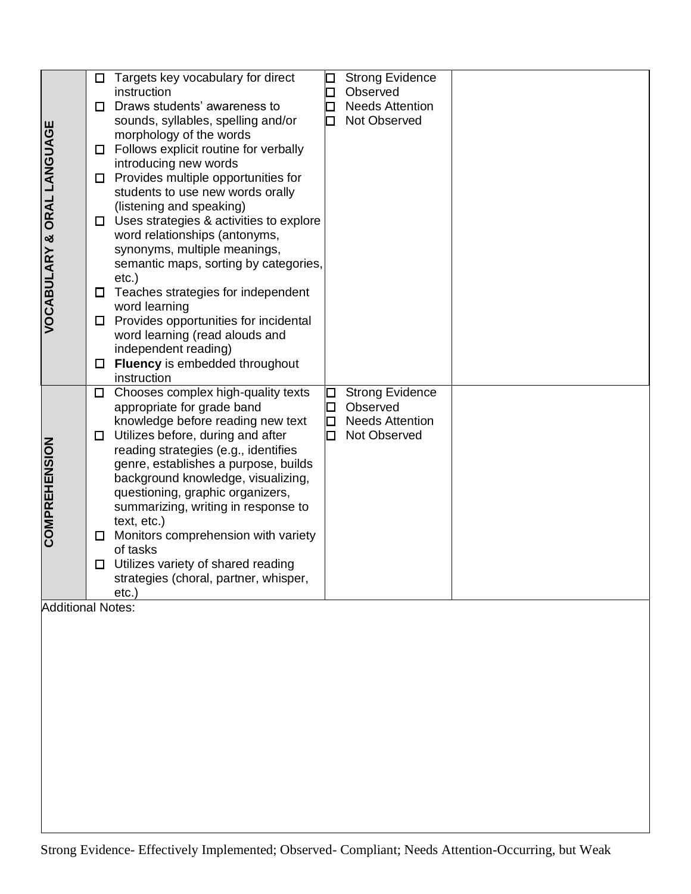| | | | |
|---|---|---|---|
| **VOCABULARY & ORAL LANGUAGE** | ☐ Targets key vocabulary for direct instruction<br>☐ Draws students' awareness to sounds, syllables, spelling and/or morphology of the words<br>☐ Follows explicit routine for verbally introducing new words<br>☐ Provides multiple opportunities for students to use new words orally (listening and speaking)<br>☐ Uses strategies & activities to explore word relationships (antonyms, synonyms, multiple meanings, semantic maps, sorting by categories, etc.)<br>☐ Teaches strategies for independent word learning<br>☐ Provides opportunities for incidental word learning (read alouds and independent reading)<br>☐ **Fluency** is embedded throughout instruction | ☐ Strong Evidence<br>☐ Observed<br>☐ Needs Attention<br>☐ Not Observed | |
| **COMPREHENSION** | ☐ Chooses complex high-quality texts appropriate for grade band knowledge before reading new text<br>☐ Utilizes before, during and after reading strategies (e.g., identifies genre, establishes a purpose, builds background knowledge, visualizing, questioning, graphic organizers, summarizing, writing in response to text, etc.)<br>☐ Monitors comprehension with variety of tasks<br>☐ Utilizes variety of shared reading strategies (choral, partner, whisper, etc.) | ☐ Strong Evidence<br>☐ Observed<br>☐ Needs Attention<br>☐ Not Observed | |

Additional Notes:

Strong Evidence- Effectively Implemented; Observed- Compliant; Needs Attention-Occurring, but Weak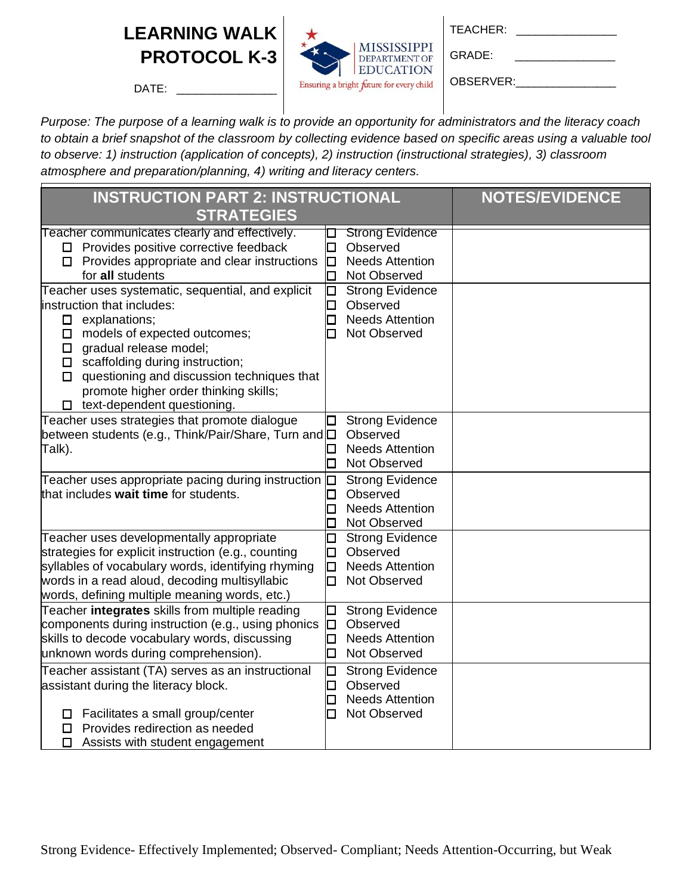# LEARNING WALK PROTOCOL K-3

DATE: _______________

MISSISSIPPI DEPARTMENT OF EDUCATION
Ensuring a bright future for every child

TEACHER: _______________

GRADE: _______________

OBSERVER: _______________

*Purpose: The purpose of a learning walk is to provide an opportunity for administrators and the literacy coach to obtain a brief snapshot of the classroom by collecting evidence based on specific areas using a valuable tool to observe: 1) instruction (application of concepts), 2) instruction (instructional strategies), 3) classroom atmosphere and preparation/planning, 4) writing and literacy centers.*

| INSTRUCTION PART 2: INSTRUCTIONAL STRATEGIES | | NOTES/EVIDENCE |
|---|---|---|
| Teacher communicates clearly and effectively.<br>☐ Provides positive corrective feedback<br>☐ Provides appropriate and clear instructions for **all** students | ☐ Strong Evidence<br>☐ Observed<br>☐ Needs Attention<br>☐ Not Observed | |
| Teacher uses systematic, sequential, and explicit instruction that includes:<br>☐ explanations;<br>☐ models of expected outcomes;<br>☐ gradual release model;<br>☐ scaffolding during instruction;<br>☐ questioning and discussion techniques that promote higher order thinking skills;<br>☐ text-dependent questioning. | ☐ Strong Evidence<br>☐ Observed<br>☐ Needs Attention<br>☐ Not Observed | |
| Teacher uses strategies that promote dialogue between students (e.g., Think/Pair/Share, Turn and Talk). | ☐ Strong Evidence<br>☐ Observed<br>☐ Needs Attention<br>☐ Not Observed | |
| Teacher uses appropriate pacing during instruction that includes **wait time** for students. | ☐ Strong Evidence<br>☐ Observed<br>☐ Needs Attention<br>☐ Not Observed | |
| Teacher uses developmentally appropriate strategies for explicit instruction (e.g., counting syllables of vocabulary words, identifying rhyming words in a read aloud, decoding multisyllabic words, defining multiple meaning words, etc.) | ☐ Strong Evidence<br>☐ Observed<br>☐ Needs Attention<br>☐ Not Observed | |
| Teacher **integrates** skills from multiple reading components during instruction (e.g., using phonics skills to decode vocabulary words, discussing unknown words during comprehension). | ☐ Strong Evidence<br>☐ Observed<br>☐ Needs Attention<br>☐ Not Observed | |
| Teacher assistant (TA) serves as an instructional assistant during the literacy block.<br><br>☐ Facilitates a small group/center<br>☐ Provides redirection as needed<br>☐ Assists with student engagement | ☐ Strong Evidence<br>☐ Observed<br>☐ Needs Attention<br>☐ Not Observed | |

Strong Evidence- Effectively Implemented; Observed- Compliant; Needs Attention-Occurring, but Weak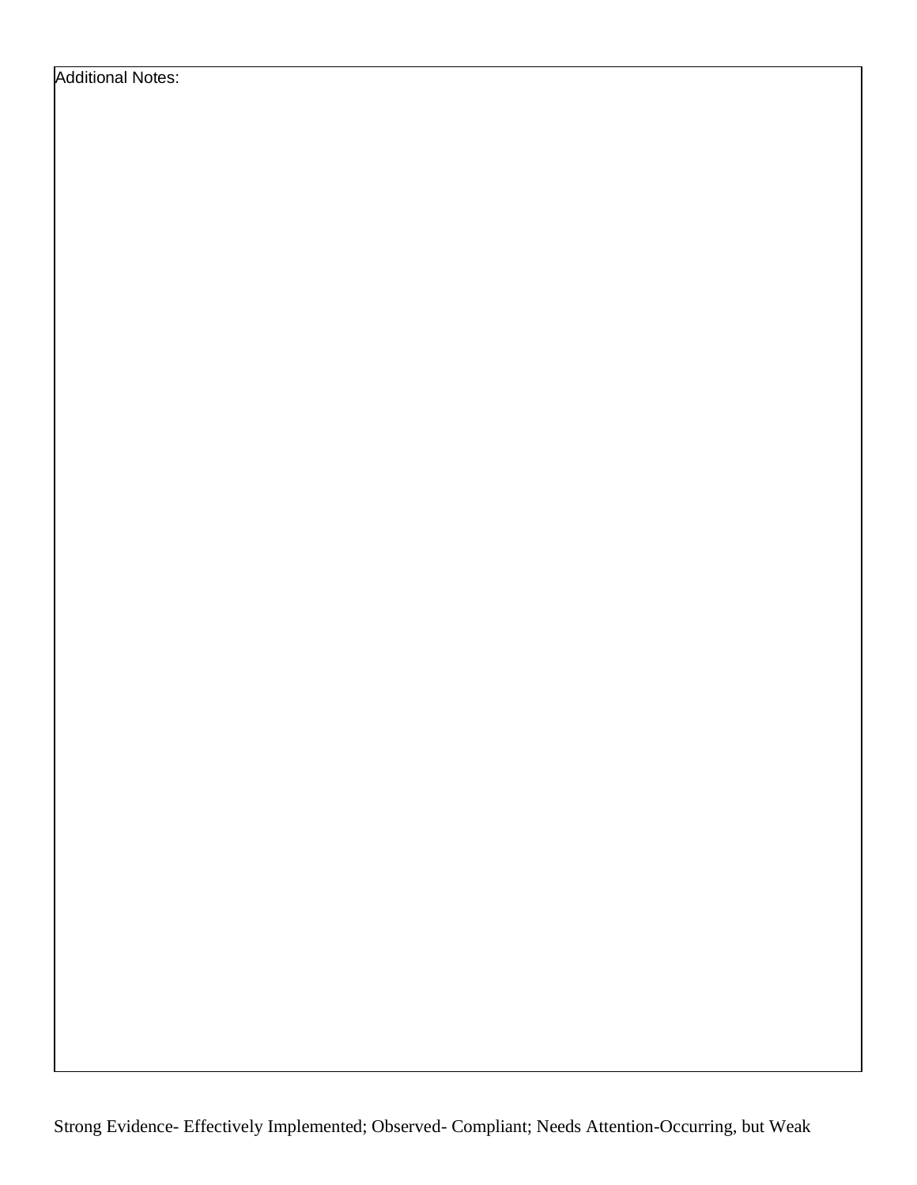| Additional Notes: |
|---|
| |

Strong Evidence- Effectively Implemented; Observed- Compliant; Needs Attention-Occurring, but Weak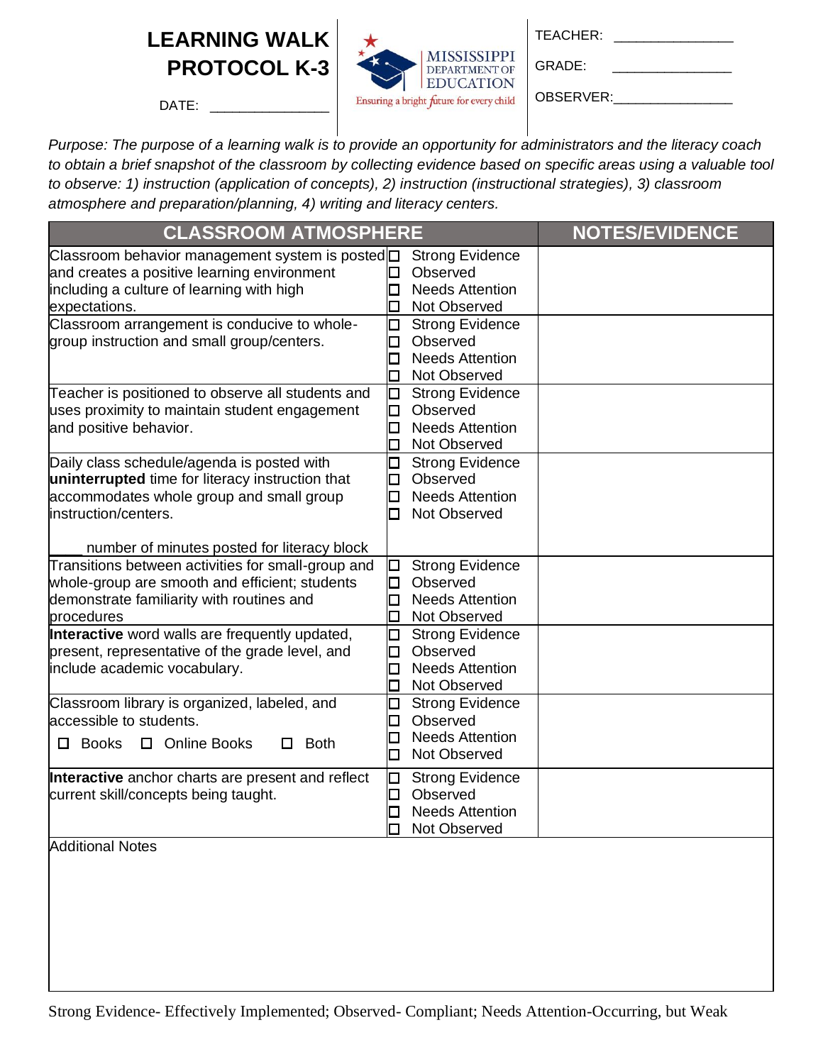# LEARNING WALK PROTOCOL K-3

DATE: _______________

MISSISSIPPI DEPARTMENT OF EDUCATION
Ensuring a bright future for every child

TEACHER: _______________

GRADE: _______________

OBSERVER: _______________

*Purpose: The purpose of a learning walk is to provide an opportunity for administrators and the literacy coach to obtain a brief snapshot of the classroom by collecting evidence based on specific areas using a valuable tool to observe: 1) instruction (application of concepts), 2) instruction (instructional strategies), 3) classroom atmosphere and preparation/planning, 4) writing and literacy centers.*

| CLASSROOM ATMOSPHERE | | NOTES/EVIDENCE |
|---|---|---|
| Classroom behavior management system is posted and creates a positive learning environment including a culture of learning with high expectations. | ☐ Strong Evidence<br>☐ Observed<br>☐ Needs Attention<br>☐ Not Observed | |
| Classroom arrangement is conducive to whole-group instruction and small group/centers. | ☐ Strong Evidence<br>☐ Observed<br>☐ Needs Attention<br>☐ Not Observed | |
| Teacher is positioned to observe all students and uses proximity to maintain student engagement and positive behavior. | ☐ Strong Evidence<br>☐ Observed<br>☐ Needs Attention<br>☐ Not Observed | |
| Daily class schedule/agenda is posted with **uninterrupted** time for literacy instruction that accommodates whole group and small group instruction/centers.<br><br>____ number of minutes posted for literacy block | ☐ Strong Evidence<br>☐ Observed<br>☐ Needs Attention<br>☐ Not Observed | |
| Transitions between activities for small-group and whole-group are smooth and efficient; students demonstrate familiarity with routines and procedures | ☐ Strong Evidence<br>☐ Observed<br>☐ Needs Attention<br>☐ Not Observed | |
| **Interactive** word walls are frequently updated, present, representative of the grade level, and include academic vocabulary. | ☐ Strong Evidence<br>☐ Observed<br>☐ Needs Attention<br>☐ Not Observed | |
| Classroom library is organized, labeled, and accessible to students.<br>☐ Books ☐ Online Books ☐ Both | ☐ Strong Evidence<br>☐ Observed<br>☐ Needs Attention<br>☐ Not Observed | |
| **Interactive** anchor charts are present and reflect current skill/concepts being taught. | ☐ Strong Evidence<br>☐ Observed<br>☐ Needs Attention<br>☐ Not Observed | |
| Additional Notes | | |

Strong Evidence- Effectively Implemented; Observed- Compliant; Needs Attention-Occurring, but Weak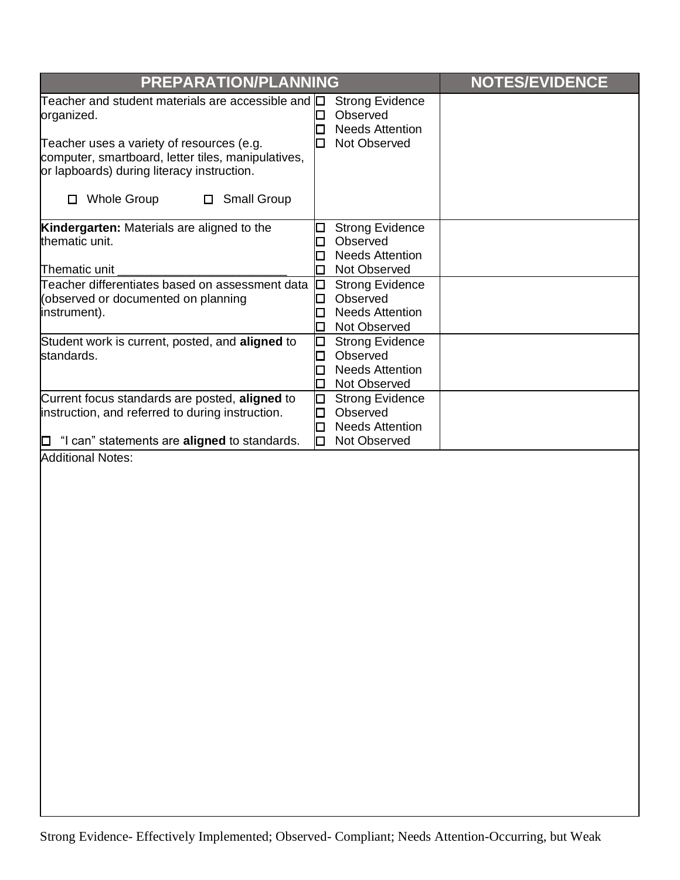| PREPARATION/PLANNING | | NOTES/EVIDENCE |
|---|---|---|
| Teacher and student materials are accessible and organized.<br><br>Teacher uses a variety of resources (e.g. computer, smartboard, letter tiles, manipulatives, or lapboards) during literacy instruction.<br><br>☐ Whole Group ☐ Small Group | ☐ Strong Evidence<br>☐ Observed<br>☐ Needs Attention<br>☐ Not Observed | |
| **Kindergarten:** Materials are aligned to the thematic unit.<br><br>Thematic unit ________________________ | ☐ Strong Evidence<br>☐ Observed<br>☐ Needs Attention<br>☐ Not Observed | |
| Teacher differentiates based on assessment data (observed or documented on planning instrument). | ☐ Strong Evidence<br>☐ Observed<br>☐ Needs Attention<br>☐ Not Observed | |
| Student work is current, posted, and **aligned** to standards. | ☐ Strong Evidence<br>☐ Observed<br>☐ Needs Attention<br>☐ Not Observed | |
| Current focus standards are posted, **aligned** to instruction, and referred to during instruction.<br><br>☐ "I can" statements are **aligned** to standards. | ☐ Strong Evidence<br>☐ Observed<br>☐ Needs Attention<br>☐ Not Observed | |
| Additional Notes: | | |

Strong Evidence- Effectively Implemented; Observed- Compliant; Needs Attention-Occurring, but Weak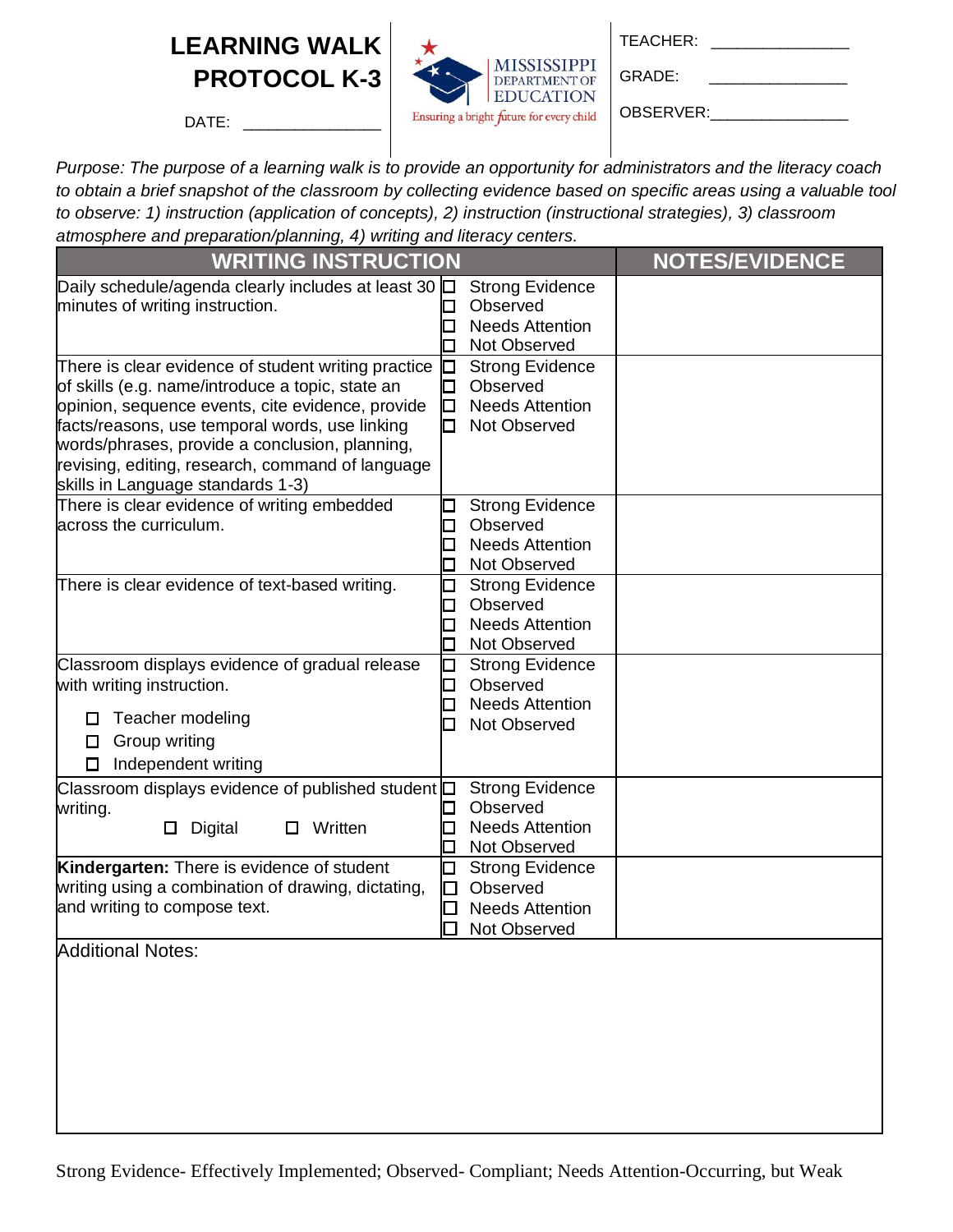# LEARNING WALK PROTOCOL K-3

DATE: _______________

MISSISSIPPI DEPARTMENT OF EDUCATION
Ensuring a bright future for every child

TEACHER: _______________

GRADE: _______________

OBSERVER: _______________

*Purpose: The purpose of a learning walk is to provide an opportunity for administrators and the literacy coach to obtain a brief snapshot of the classroom by collecting evidence based on specific areas using a valuable tool to observe: 1) instruction (application of concepts), 2) instruction (instructional strategies), 3) classroom atmosphere and preparation/planning, 4) writing and literacy centers.*

| WRITING INSTRUCTION | | NOTES/EVIDENCE |
|---|---|---|
| Daily schedule/agenda clearly includes at least 30 minutes of writing instruction. | ☐ Strong Evidence<br>☐ Observed<br>☐ Needs Attention<br>☐ Not Observed | |
| There is clear evidence of student writing practice of skills (e.g. name/introduce a topic, state an opinion, sequence events, cite evidence, provide facts/reasons, use temporal words, use linking words/phrases, provide a conclusion, planning, revising, editing, research, command of language skills in Language standards 1-3) | ☐ Strong Evidence<br>☐ Observed<br>☐ Needs Attention<br>☐ Not Observed | |
| There is clear evidence of writing embedded across the curriculum. | ☐ Strong Evidence<br>☐ Observed<br>☐ Needs Attention<br>☐ Not Observed | |
| There is clear evidence of text-based writing. | ☐ Strong Evidence<br>☐ Observed<br>☐ Needs Attention<br>☐ Not Observed | |
| Classroom displays evidence of gradual release with writing instruction.<br>☐ Teacher modeling<br>☐ Group writing<br>☐ Independent writing | ☐ Strong Evidence<br>☐ Observed<br>☐ Needs Attention<br>☐ Not Observed | |
| Classroom displays evidence of published student writing.<br>☐ Digital ☐ Written | ☐ Strong Evidence<br>☐ Observed<br>☐ Needs Attention<br>☐ Not Observed | |
| **Kindergarten:** There is evidence of student writing using a combination of drawing, dictating, and writing to compose text. | ☐ Strong Evidence<br>☐ Observed<br>☐ Needs Attention<br>☐ Not Observed | |

Additional Notes:

Strong Evidence- Effectively Implemented; Observed- Compliant; Needs Attention-Occurring, but Weak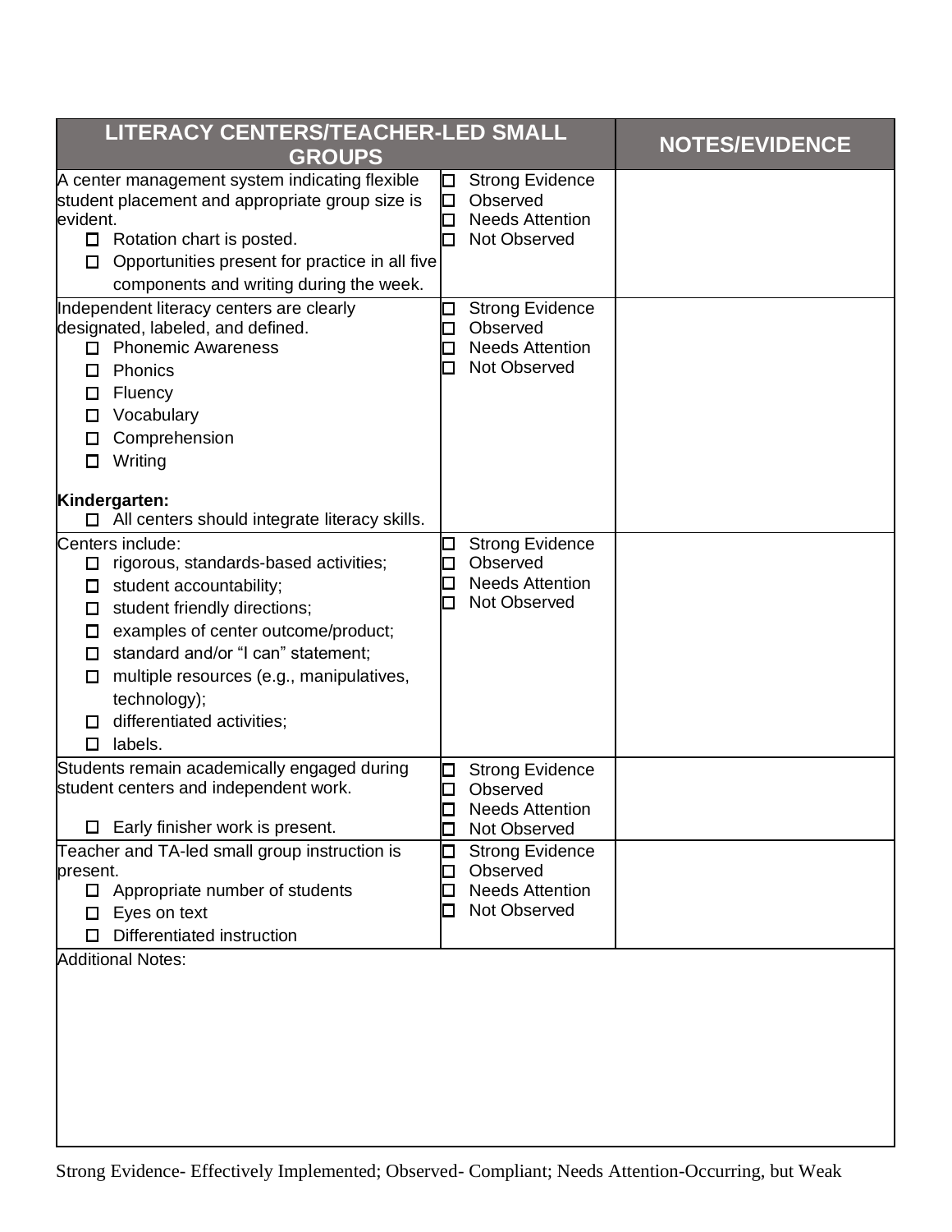| LITERACY CENTERS/TEACHER-LED SMALL GROUPS | | NOTES/EVIDENCE |
|---|---|---|
| A center management system indicating flexible student placement and appropriate group size is evident.<br>☐ Rotation chart is posted.<br>☐ Opportunities present for practice in all five components and writing during the week. | ☐ Strong Evidence<br>☐ Observed<br>☐ Needs Attention<br>☐ Not Observed | |
| Independent literacy centers are clearly designated, labeled, and defined.<br>☐ Phonemic Awareness<br>☐ Phonics<br>☐ Fluency<br>☐ Vocabulary<br>☐ Comprehension<br>☐ Writing<br><br>**Kindergarten:**<br>☐ All centers should integrate literacy skills. | ☐ Strong Evidence<br>☐ Observed<br>☐ Needs Attention<br>☐ Not Observed | |
| Centers include:<br>☐ rigorous, standards-based activities;<br>☐ student accountability;<br>☐ student friendly directions;<br>☐ examples of center outcome/product;<br>☐ standard and/or "I can" statement;<br>☐ multiple resources (e.g., manipulatives, technology);<br>☐ differentiated activities;<br>☐ labels. | ☐ Strong Evidence<br>☐ Observed<br>☐ Needs Attention<br>☐ Not Observed | |
| Students remain academically engaged during student centers and independent work.<br><br>☐ Early finisher work is present. | ☐ Strong Evidence<br>☐ Observed<br>☐ Needs Attention<br>☐ Not Observed | |
| Teacher and TA-led small group instruction is present.<br>☐ Appropriate number of students<br>☐ Eyes on text<br>☐ Differentiated instruction | ☐ Strong Evidence<br>☐ Observed<br>☐ Needs Attention<br>☐ Not Observed | |
| Additional Notes: | | |

Strong Evidence- Effectively Implemented; Observed- Compliant; Needs Attention-Occurring, but Weak